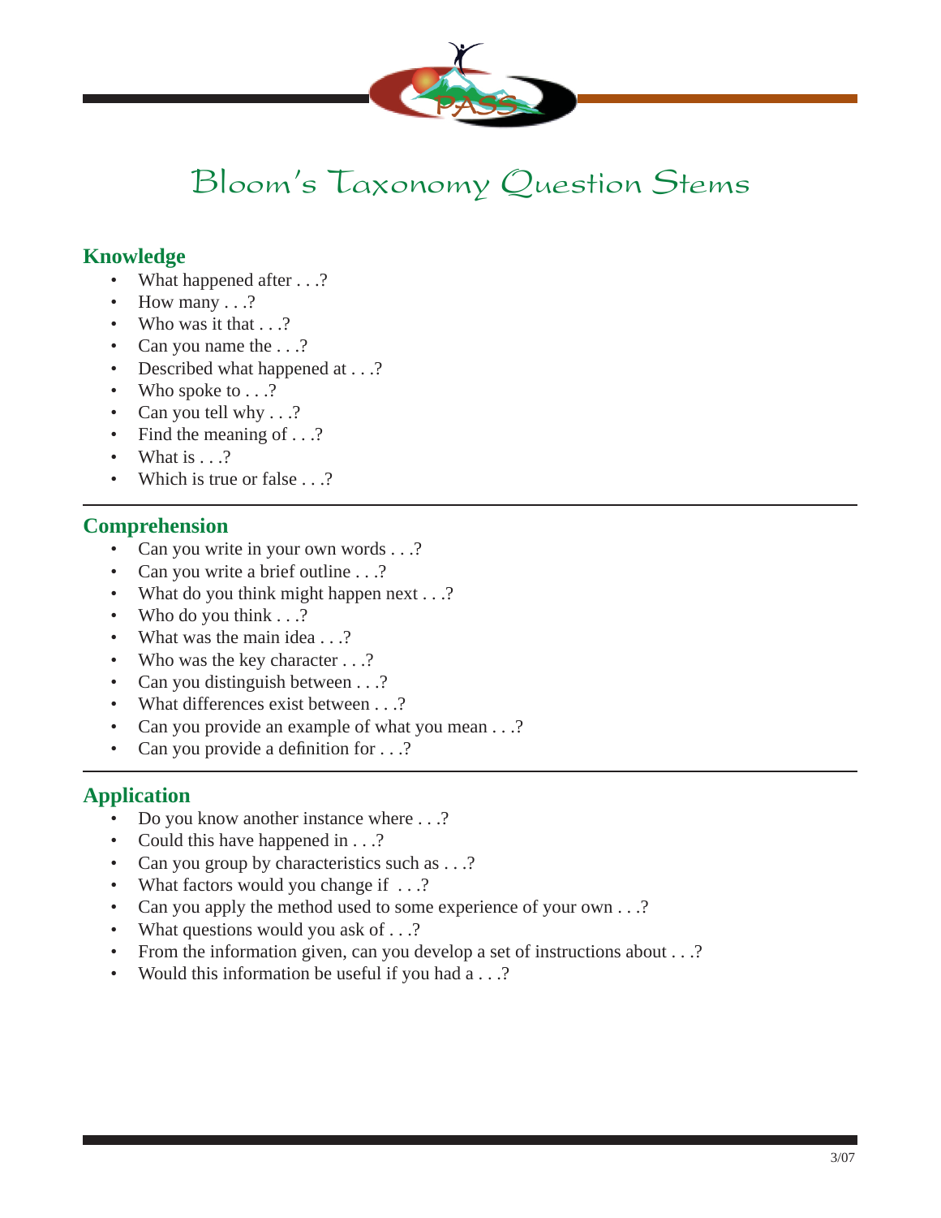# Bloom's Taxonomy Question Stems

## Knowledge

- What happened after . . .?
- How many . . .?
- Who was it that . . .?
- Can you name the . . .?
- Described what happened at . . .?
- Who spoke to . . .?
- Can you tell why . . .?
- Find the meaning of . . .?
- What is . . .?
- Which is true or false . . .?

## Comprehension

- Can you write in your own words . . .?
- Can you write a brief outline . . .?
- What do you think might happen next . . .?
- Who do you think . . .?
- What was the main idea . . .?
- Who was the key character . . .?
- Can you distinguish between . . .?
- What differences exist between . . .?
- Can you provide an example of what you mean . . .?
- Can you provide a definition for . . .?

## Application

- Do you know another instance where . . .?
- Could this have happened in . . .?
- Can you group by characteristics such as . . .?
- What factors would you change if . . .?
- Can you apply the method used to some experience of your own . . .?
- What questions would you ask of . . .?
- From the information given, can you develop a set of instructions about . . .?
- Would this information be useful if you had a . . .?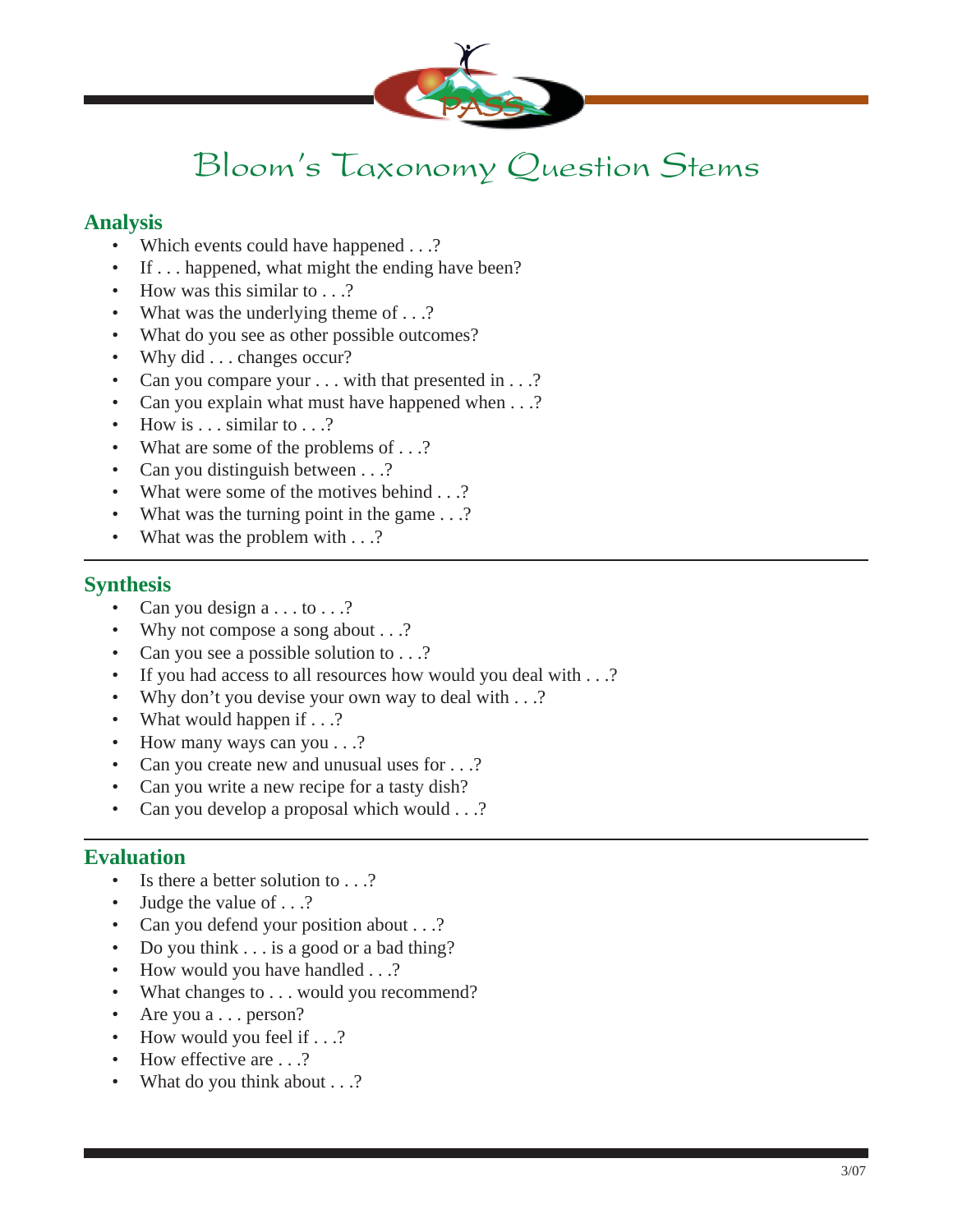# Bloom's Taxonomy Question Stems

## Analysis

- Which events could have happened . . .?
- If . . . happened, what might the ending have been?
- How was this similar to . . .?
- What was the underlying theme of . . .?
- What do you see as other possible outcomes?
- Why did . . . changes occur?
- Can you compare your . . . with that presented in . . .?
- Can you explain what must have happened when . . .?
- How is . . . similar to . . .?
- What are some of the problems of . . .?
- Can you distinguish between . . .?
- What were some of the motives behind . . .?
- What was the turning point in the game . . .?
- What was the problem with . . .?

## Synthesis

- Can you design a . . . to . . .?
- Why not compose a song about . . .?
- Can you see a possible solution to . . .?
- If you had access to all resources how would you deal with . . .?
- Why don't you devise your own way to deal with . . .?
- What would happen if . . .?
- How many ways can you . . .?
- Can you create new and unusual uses for . . .?
- Can you write a new recipe for a tasty dish?
- Can you develop a proposal which would . . .?

## Evaluation

- Is there a better solution to . . .?
- Judge the value of . . .?
- Can you defend your position about . . .?
- Do you think . . . is a good or a bad thing?
- How would you have handled . . .?
- What changes to . . . would you recommend?
- Are you a . . . person?
- How would you feel if . . .?
- How effective are . . .?
- What do you think about . . .?

3/07